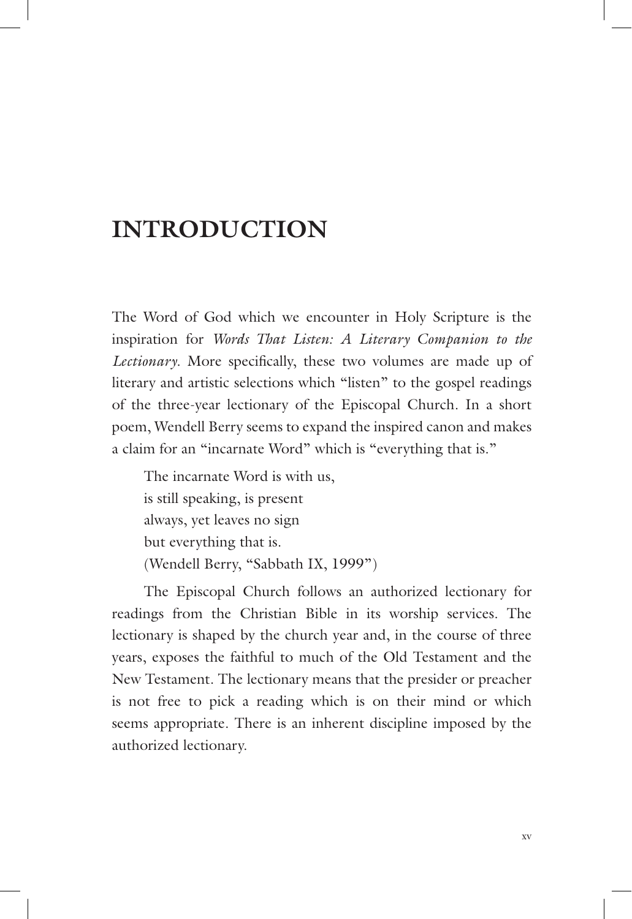# INTRODUCTION

The Word of God which we encounter in Holy Scripture is the inspiration for *Words That Listen: A Literary Companion to the Lectionary*. More specifically, these two volumes are made up of literary and artistic selections which "listen" to the gospel readings of the three-year lectionary of the Episcopal Church. In a short poem, Wendell Berry seems to expand the inspired canon and makes a claim for an "incarnate Word" which is "everything that is."

> The incarnate Word is with us,
> is still speaking, is present
> always, yet leaves no sign
> but everything that is.
> (Wendell Berry, "Sabbath IX, 1999")

The Episcopal Church follows an authorized lectionary for readings from the Christian Bible in its worship services. The lectionary is shaped by the church year and, in the course of three years, exposes the faithful to much of the Old Testament and the New Testament. The lectionary means that the presider or preacher is not free to pick a reading which is on their mind or which seems appropriate. There is an inherent discipline imposed by the authorized lectionary.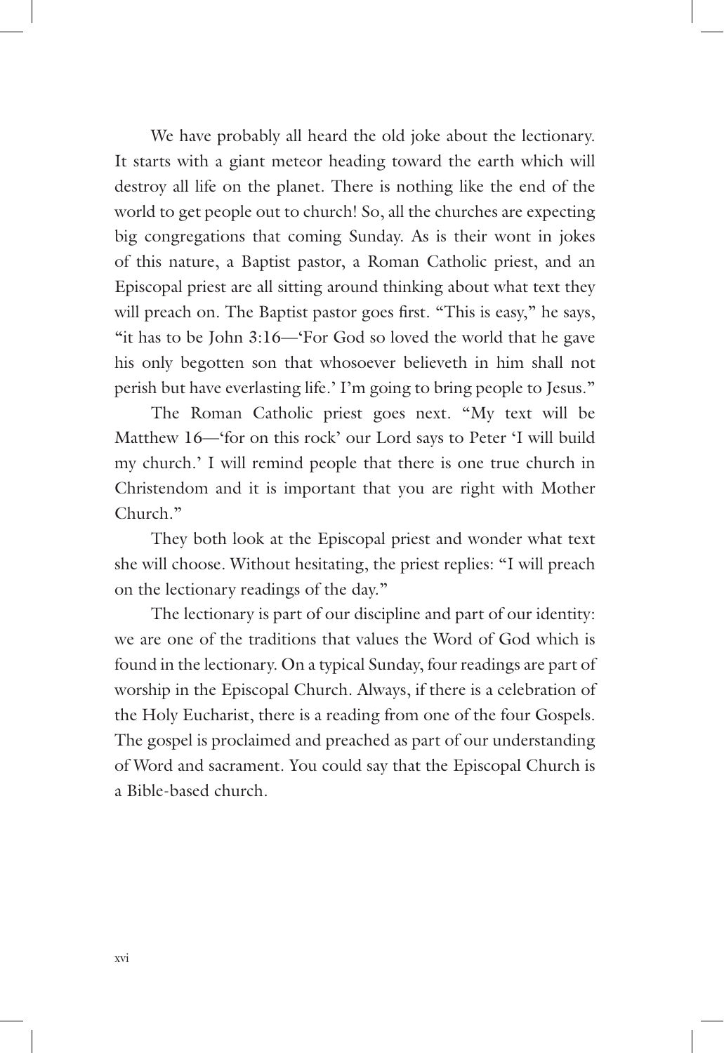We have probably all heard the old joke about the lectionary. It starts with a giant meteor heading toward the earth which will destroy all life on the planet. There is nothing like the end of the world to get people out to church! So, all the churches are expecting big congregations that coming Sunday. As is their wont in jokes of this nature, a Baptist pastor, a Roman Catholic priest, and an Episcopal priest are all sitting around thinking about what text they will preach on. The Baptist pastor goes first. "This is easy," he says, "it has to be John 3:16—'For God so loved the world that he gave his only begotten son that whosoever believeth in him shall not perish but have everlasting life.' I'm going to bring people to Jesus."

The Roman Catholic priest goes next. "My text will be Matthew 16—'for on this rock' our Lord says to Peter 'I will build my church.' I will remind people that there is one true church in Christendom and it is important that you are right with Mother Church."

They both look at the Episcopal priest and wonder what text she will choose. Without hesitating, the priest replies: "I will preach on the lectionary readings of the day."

The lectionary is part of our discipline and part of our identity: we are one of the traditions that values the Word of God which is found in the lectionary. On a typical Sunday, four readings are part of worship in the Episcopal Church. Always, if there is a celebration of the Holy Eucharist, there is a reading from one of the four Gospels. The gospel is proclaimed and preached as part of our understanding of Word and sacrament. You could say that the Episcopal Church is a Bible-based church.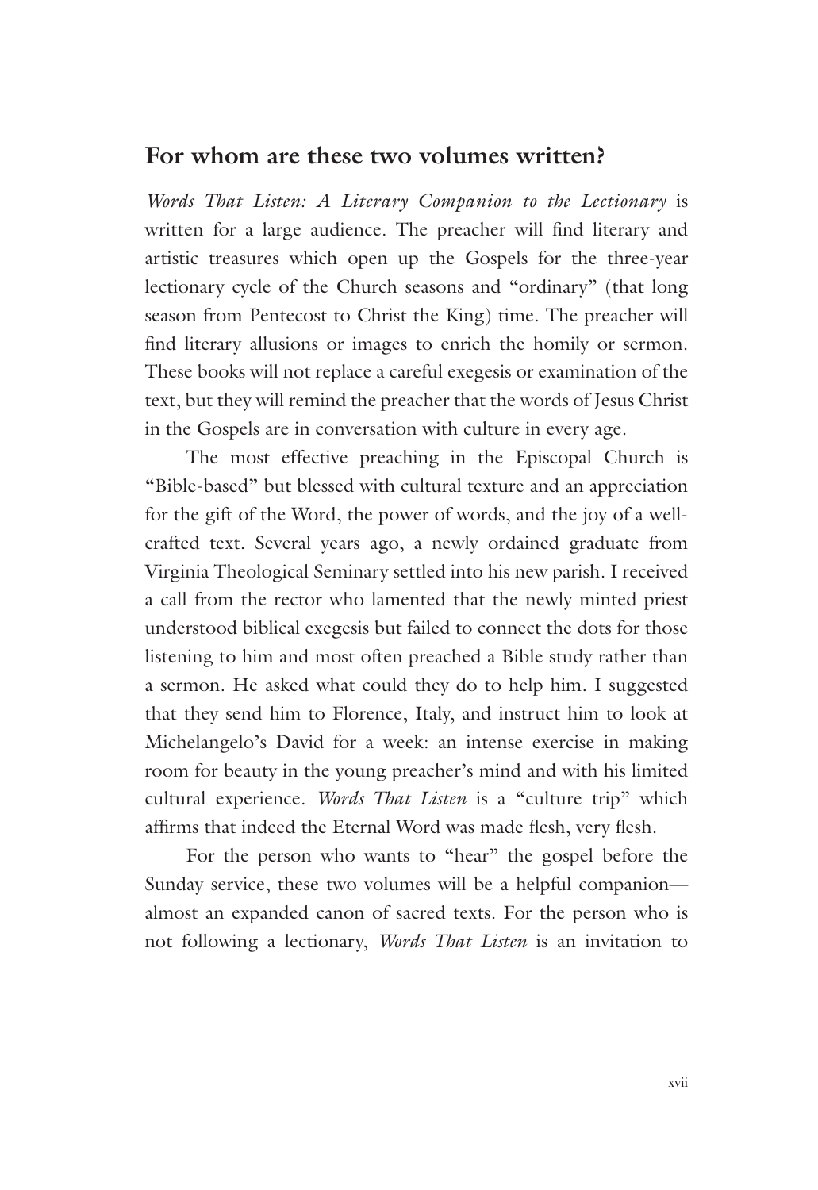## For whom are these two volumes written?

*Words That Listen: A Literary Companion to the Lectionary* is written for a large audience. The preacher will find literary and artistic treasures which open up the Gospels for the three-year lectionary cycle of the Church seasons and "ordinary" (that long season from Pentecost to Christ the King) time. The preacher will find literary allusions or images to enrich the homily or sermon. These books will not replace a careful exegesis or examination of the text, but they will remind the preacher that the words of Jesus Christ in the Gospels are in conversation with culture in every age.

The most effective preaching in the Episcopal Church is "Bible-based" but blessed with cultural texture and an appreciation for the gift of the Word, the power of words, and the joy of a well-crafted text. Several years ago, a newly ordained graduate from Virginia Theological Seminary settled into his new parish. I received a call from the rector who lamented that the newly minted priest understood biblical exegesis but failed to connect the dots for those listening to him and most often preached a Bible study rather than a sermon. He asked what could they do to help him. I suggested that they send him to Florence, Italy, and instruct him to look at Michelangelo's David for a week: an intense exercise in making room for beauty in the young preacher's mind and with his limited cultural experience. *Words That Listen* is a "culture trip" which affirms that indeed the Eternal Word was made flesh, very flesh.

For the person who wants to "hear" the gospel before the Sunday service, these two volumes will be a helpful companion—almost an expanded canon of sacred texts. For the person who is not following a lectionary, *Words That Listen* is an invitation to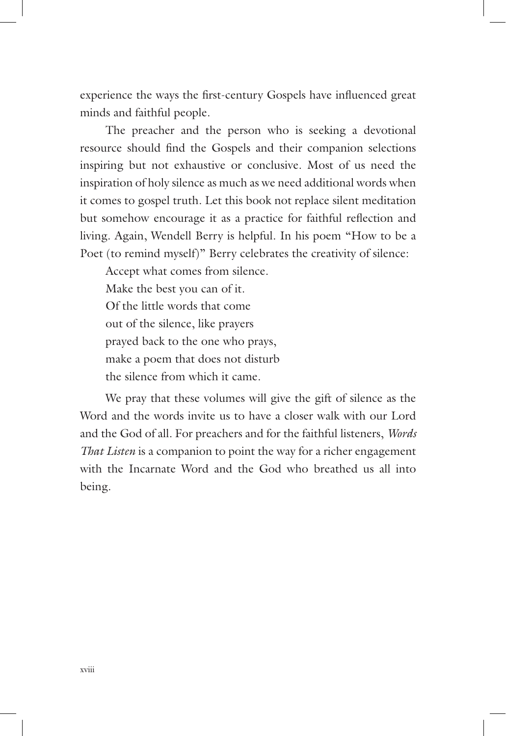experience the ways the first-century Gospels have influenced great minds and faithful people.

The preacher and the person who is seeking a devotional resource should find the Gospels and their companion selections inspiring but not exhaustive or conclusive. Most of us need the inspiration of holy silence as much as we need additional words when it comes to gospel truth. Let this book not replace silent meditation but somehow encourage it as a practice for faithful reflection and living. Again, Wendell Berry is helpful. In his poem "How to be a Poet (to remind myself)" Berry celebrates the creativity of silence:

> Accept what comes from silence.
> Make the best you can of it.
> Of the little words that come
> out of the silence, like prayers
> prayed back to the one who prays,
> make a poem that does not disturb
> the silence from which it came.

We pray that these volumes will give the gift of silence as the Word and the words invite us to have a closer walk with our Lord and the God of all. For preachers and for the faithful listeners, *Words That Listen* is a companion to point the way for a richer engagement with the Incarnate Word and the God who breathed us all into being.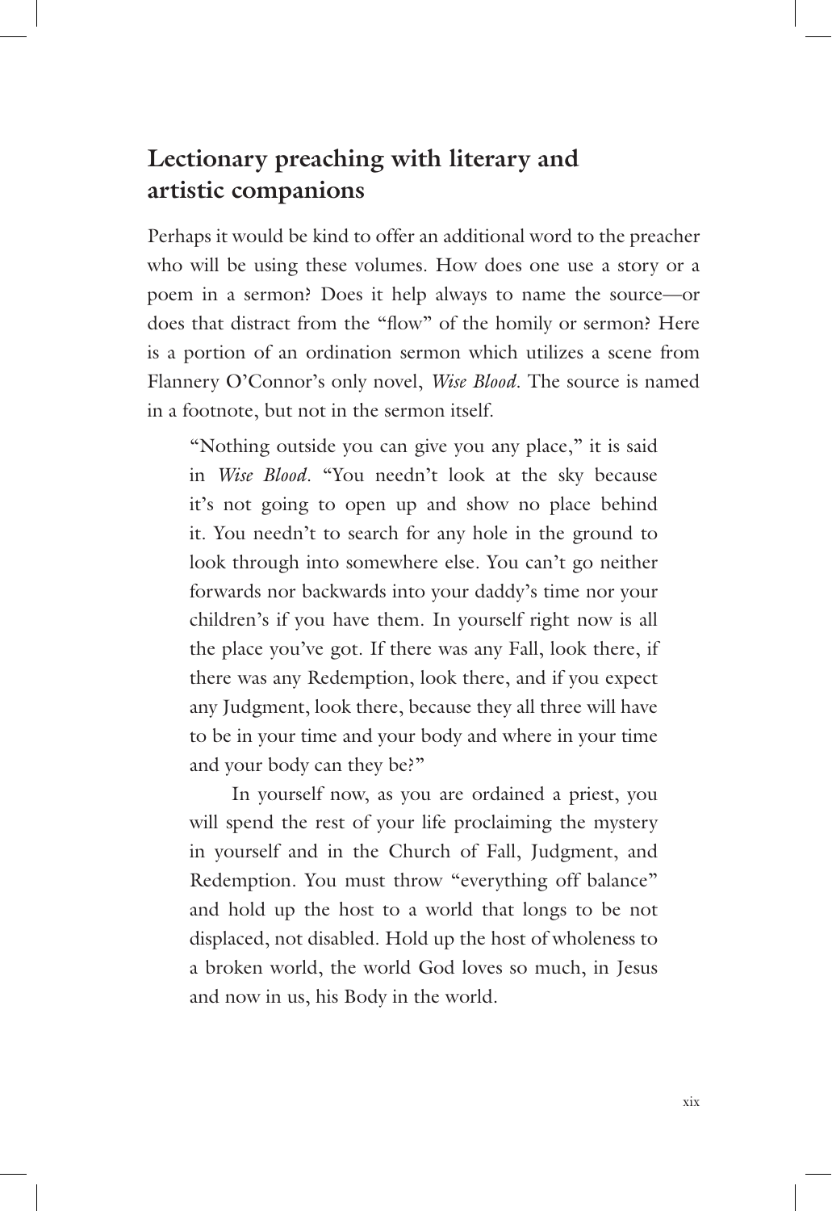## Lectionary preaching with literary and artistic companions

Perhaps it would be kind to offer an additional word to the preacher who will be using these volumes. How does one use a story or a poem in a sermon? Does it help always to name the source—or does that distract from the "flow" of the homily or sermon? Here is a portion of an ordination sermon which utilizes a scene from Flannery O'Connor's only novel, *Wise Blood*. The source is named in a footnote, but not in the sermon itself.

> "Nothing outside you can give you any place," it is said in *Wise Blood*. "You needn't look at the sky because it's not going to open up and show no place behind it. You needn't to search for any hole in the ground to look through into somewhere else. You can't go neither forwards nor backwards into your daddy's time nor your children's if you have them. In yourself right now is all the place you've got. If there was any Fall, look there, if there was any Redemption, look there, and if you expect any Judgment, look there, because they all three will have to be in your time and your body and where in your time and your body can they be?"
>
> In yourself now, as you are ordained a priest, you will spend the rest of your life proclaiming the mystery in yourself and in the Church of Fall, Judgment, and Redemption. You must throw "everything off balance" and hold up the host to a world that longs to be not displaced, not disabled. Hold up the host of wholeness to a broken world, the world God loves so much, in Jesus and now in us, his Body in the world.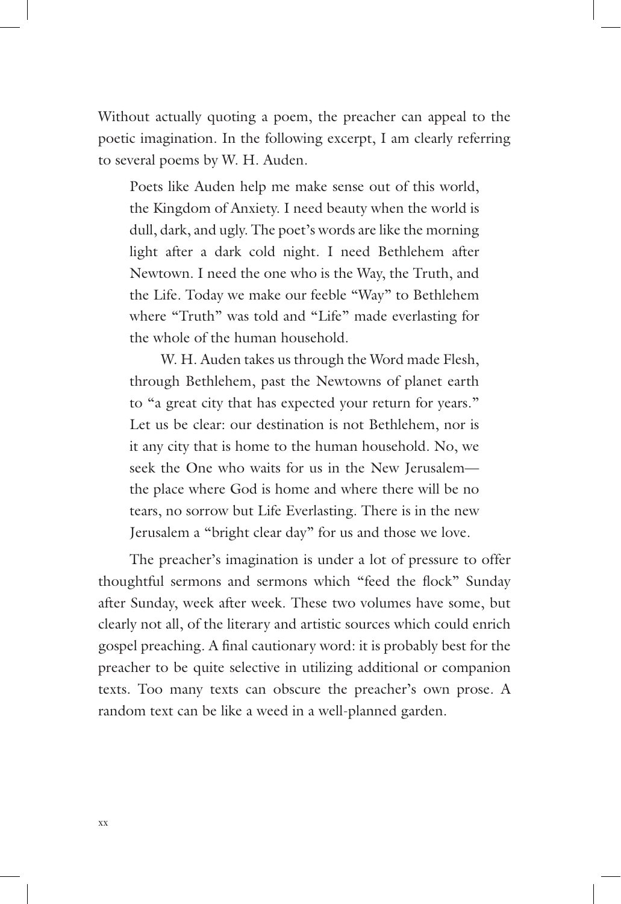Without actually quoting a poem, the preacher can appeal to the poetic imagination. In the following excerpt, I am clearly referring to several poems by W. H. Auden.

> Poets like Auden help me make sense out of this world, the Kingdom of Anxiety. I need beauty when the world is dull, dark, and ugly. The poet's words are like the morning light after a dark cold night. I need Bethlehem after Newtown. I need the one who is the Way, the Truth, and the Life. Today we make our feeble "Way" to Bethlehem where "Truth" was told and "Life" made everlasting for the whole of the human household.
>
> W. H. Auden takes us through the Word made Flesh, through Bethlehem, past the Newtowns of planet earth to "a great city that has expected your return for years." Let us be clear: our destination is not Bethlehem, nor is it any city that is home to the human household. No, we seek the One who waits for us in the New Jerusalem—the place where God is home and where there will be no tears, no sorrow but Life Everlasting. There is in the new Jerusalem a "bright clear day" for us and those we love.

The preacher's imagination is under a lot of pressure to offer thoughtful sermons and sermons which "feed the flock" Sunday after Sunday, week after week. These two volumes have some, but clearly not all, of the literary and artistic sources which could enrich gospel preaching. A final cautionary word: it is probably best for the preacher to be quite selective in utilizing additional or companion texts. Too many texts can obscure the preacher's own prose. A random text can be like a weed in a well-planned garden.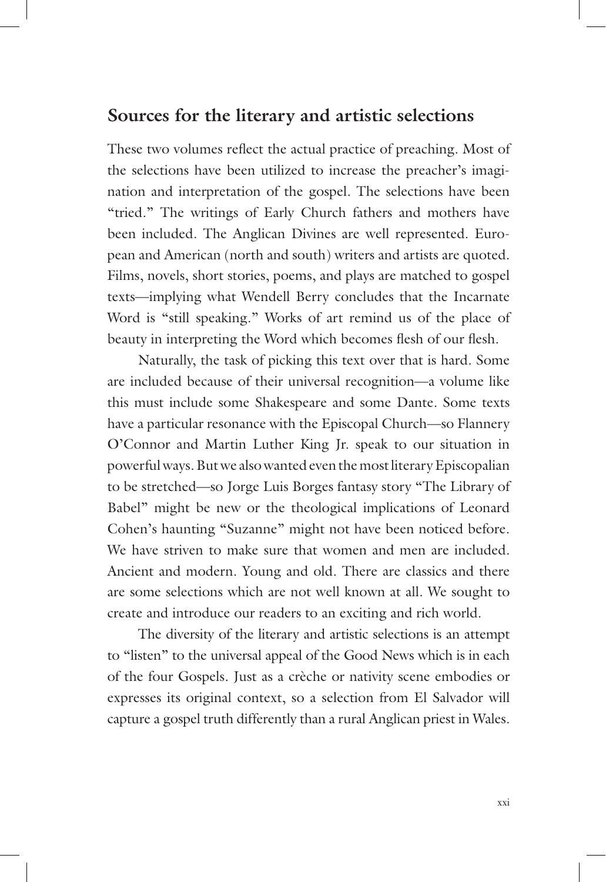## Sources for the literary and artistic selections

These two volumes reflect the actual practice of preaching. Most of the selections have been utilized to increase the preacher's imagination and interpretation of the gospel. The selections have been "tried." The writings of Early Church fathers and mothers have been included. The Anglican Divines are well represented. European and American (north and south) writers and artists are quoted. Films, novels, short stories, poems, and plays are matched to gospel texts—implying what Wendell Berry concludes that the Incarnate Word is "still speaking." Works of art remind us of the place of beauty in interpreting the Word which becomes flesh of our flesh.

Naturally, the task of picking this text over that is hard. Some are included because of their universal recognition—a volume like this must include some Shakespeare and some Dante. Some texts have a particular resonance with the Episcopal Church—so Flannery O'Connor and Martin Luther King Jr. speak to our situation in powerful ways. But we also wanted even the most literary Episcopalian to be stretched—so Jorge Luis Borges fantasy story "The Library of Babel" might be new or the theological implications of Leonard Cohen's haunting "Suzanne" might not have been noticed before. We have striven to make sure that women and men are included. Ancient and modern. Young and old. There are classics and there are some selections which are not well known at all. We sought to create and introduce our readers to an exciting and rich world.

The diversity of the literary and artistic selections is an attempt to "listen" to the universal appeal of the Good News which is in each of the four Gospels. Just as a crèche or nativity scene embodies or expresses its original context, so a selection from El Salvador will capture a gospel truth differently than a rural Anglican priest in Wales.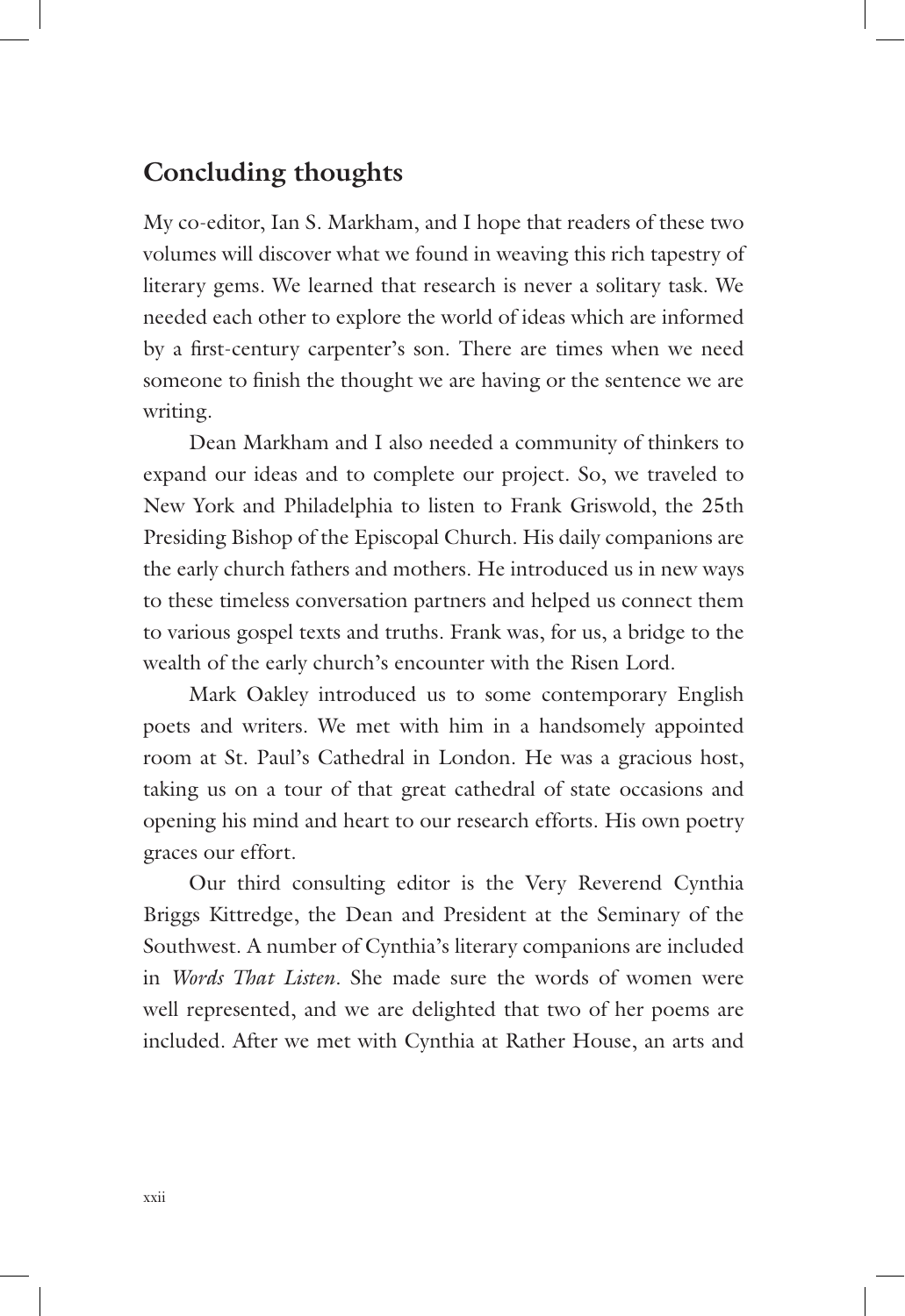## Concluding thoughts

My co-editor, Ian S. Markham, and I hope that readers of these two volumes will discover what we found in weaving this rich tapestry of literary gems. We learned that research is never a solitary task. We needed each other to explore the world of ideas which are informed by a first-century carpenter's son. There are times when we need someone to finish the thought we are having or the sentence we are writing.

Dean Markham and I also needed a community of thinkers to expand our ideas and to complete our project. So, we traveled to New York and Philadelphia to listen to Frank Griswold, the 25th Presiding Bishop of the Episcopal Church. His daily companions are the early church fathers and mothers. He introduced us in new ways to these timeless conversation partners and helped us connect them to various gospel texts and truths. Frank was, for us, a bridge to the wealth of the early church's encounter with the Risen Lord.

Mark Oakley introduced us to some contemporary English poets and writers. We met with him in a handsomely appointed room at St. Paul's Cathedral in London. He was a gracious host, taking us on a tour of that great cathedral of state occasions and opening his mind and heart to our research efforts. His own poetry graces our effort.

Our third consulting editor is the Very Reverend Cynthia Briggs Kittredge, the Dean and President at the Seminary of the Southwest. A number of Cynthia's literary companions are included in *Words That Listen*. She made sure the words of women were well represented, and we are delighted that two of her poems are included. After we met with Cynthia at Rather House, an arts and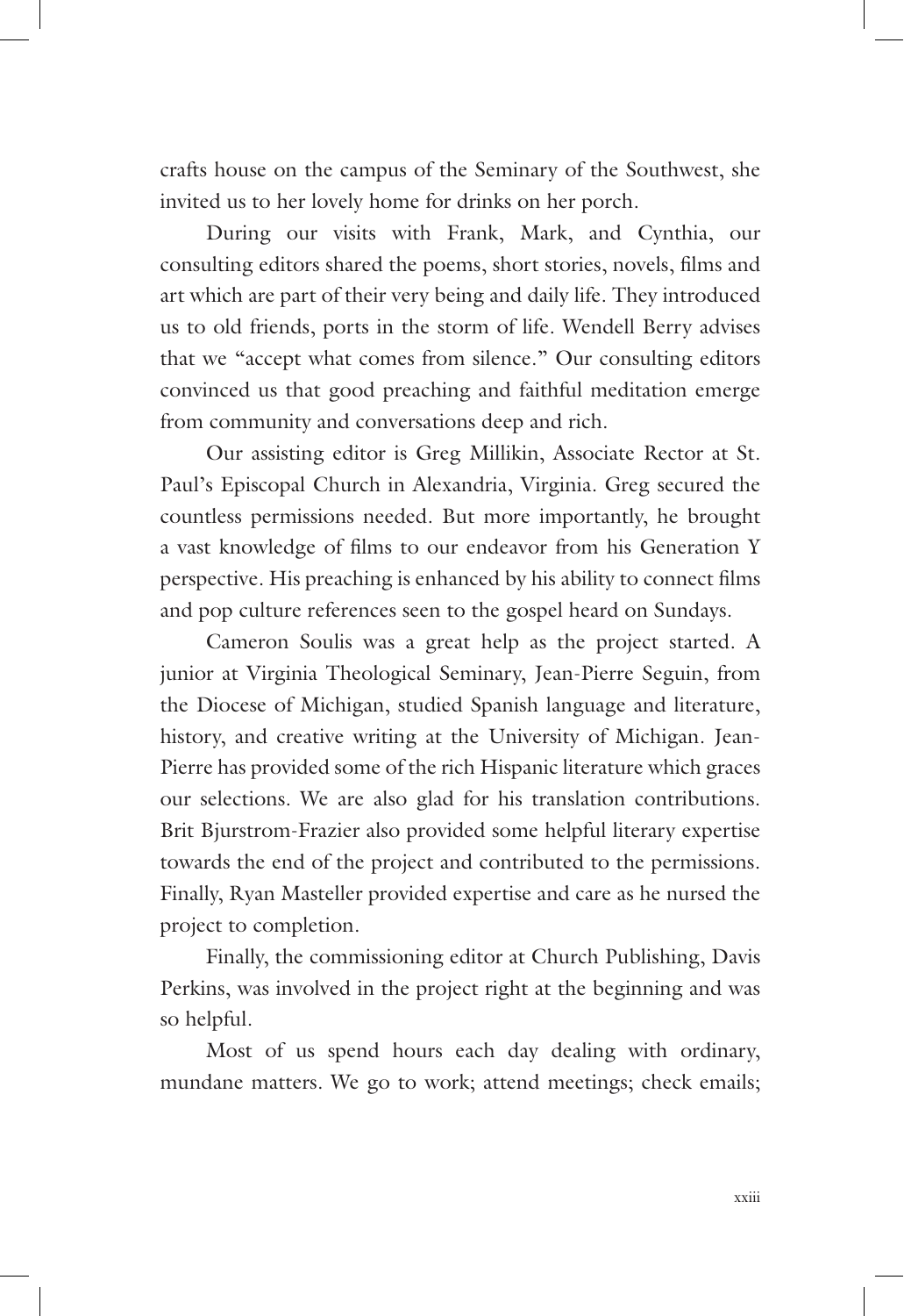crafts house on the campus of the Seminary of the Southwest, she invited us to her lovely home for drinks on her porch.

During our visits with Frank, Mark, and Cynthia, our consulting editors shared the poems, short stories, novels, films and art which are part of their very being and daily life. They introduced us to old friends, ports in the storm of life. Wendell Berry advises that we "accept what comes from silence." Our consulting editors convinced us that good preaching and faithful meditation emerge from community and conversations deep and rich.

Our assisting editor is Greg Millikin, Associate Rector at St. Paul's Episcopal Church in Alexandria, Virginia. Greg secured the countless permissions needed. But more importantly, he brought a vast knowledge of films to our endeavor from his Generation Y perspective. His preaching is enhanced by his ability to connect films and pop culture references seen to the gospel heard on Sundays.

Cameron Soulis was a great help as the project started. A junior at Virginia Theological Seminary, Jean-Pierre Seguin, from the Diocese of Michigan, studied Spanish language and literature, history, and creative writing at the University of Michigan. Jean-Pierre has provided some of the rich Hispanic literature which graces our selections. We are also glad for his translation contributions. Brit Bjurstrom-Frazier also provided some helpful literary expertise towards the end of the project and contributed to the permissions. Finally, Ryan Masteller provided expertise and care as he nursed the project to completion.

Finally, the commissioning editor at Church Publishing, Davis Perkins, was involved in the project right at the beginning and was so helpful.

Most of us spend hours each day dealing with ordinary, mundane matters. We go to work; attend meetings; check emails;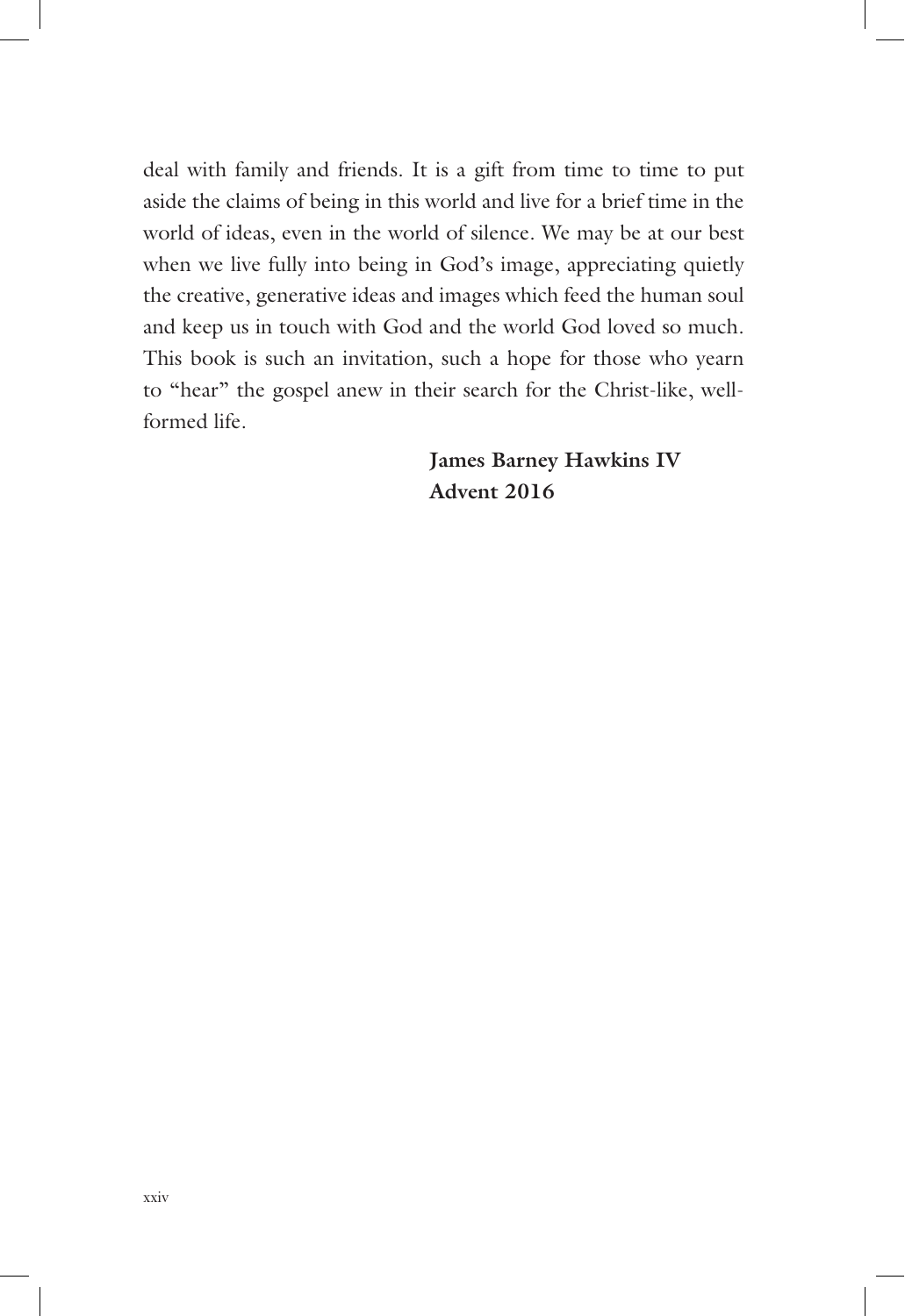deal with family and friends. It is a gift from time to time to put aside the claims of being in this world and live for a brief time in the world of ideas, even in the world of silence. We may be at our best when we live fully into being in God's image, appreciating quietly the creative, generative ideas and images which feed the human soul and keep us in touch with God and the world God loved so much. This book is such an invitation, such a hope for those who yearn to "hear" the gospel anew in their search for the Christ-like, well-formed life.

**James Barney Hawkins IV**
**Advent 2016**